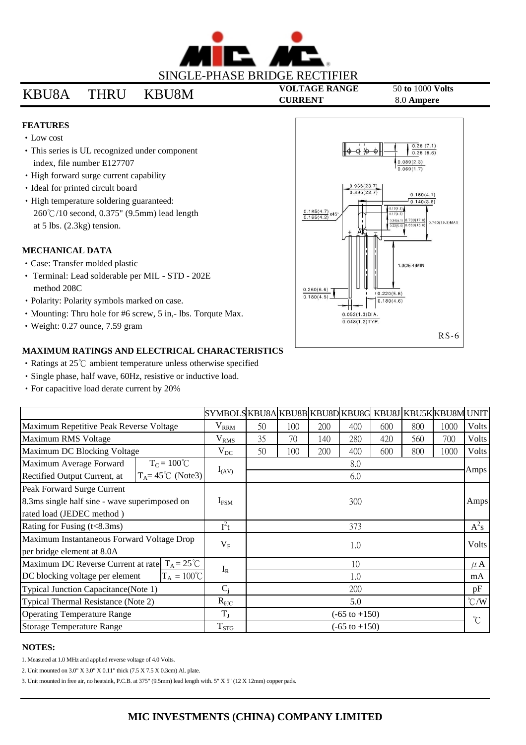SINGLE-PHASE BRIDGE RECTIFIER

# KBU8A THRU KBU8M

**VOLTAGE RANGE** 50 **to** 1000 **Volts**
**CURRENT** 8.0 **Ampere**

## FEATURES

- Low cost
- This series is UL recognized under component index, file number E127707
- High forward surge current capability
- Ideal for printed circuit board
- High temperature soldering guaranteed: 260℃/10 second, 0.375" (9.5mm) lead length at 5 lbs. (2.3kg) tension.

## MECHANICAL DATA

- Case: Transfer molded plastic
- Terminal: Lead solderable per MIL - STD - 202E method 208C
- Polarity: Polarity symbols marked on case.
- Mounting: Thru hole for #6 screw, 5 in,- lbs. Torqute Max.
- Weight: 0.27 ounce, 7.59 gram

RS-6

## MAXIMUM RATINGS AND ELECTRICAL CHARACTERISTICS

- Ratings at 25℃ ambient temperature unless otherwise specified
- Single phase, half wave, 60Hz, resistive or inductive load.
- For capacitive load derate current by 20%

| | | SYMBOLS | KBU8A | KBU8B | KBU8D | KBU8G | KBU8J | KBU5K | KBU8M | UNIT |
|---|---|---|---|---|---|---|---|---|---|---|
| Maximum Repetitive Peak Reverse Voltage | | $V_{RRM}$ | 50 | 100 | 200 | 400 | 600 | 800 | 1000 | Volts |
| Maximum RMS Voltage | | $V_{RMS}$ | 35 | 70 | 140 | 280 | 420 | 560 | 700 | Volts |
| Maximum DC Blocking Voltage | | $V_{DC}$ | 50 | 100 | 200 | 400 | 600 | 800 | 1000 | Volts |
| Maximum Average Forward Rectified Output Current, at | $T_C = 100℃$ | $I_{(AV)}$ | 8.0 | | | | | | | Amps |
| | $T_A= 45℃$ (Note3) | | 6.0 | | | | | | | |
| Peak Forward Surge Current 8.3ms single half sine - wave superimposed on rated load (JEDEC method ) | | $I_{FSM}$ | 300 | | | | | | | Amps |
| Rating for Fusing (t<8.3ms) | | $I^2t$ | 373 | | | | | | | $A^2s$ |
| Maximum Instantaneous Forward Voltage Drop per bridge element at 8.0A | | $V_F$ | 1.0 | | | | | | | Volts |
| Maximum DC Reverse Current at rated DC blocking voltage per element | $T_A = 25℃$ | $I_R$ | 10 | | | | | | | μA |
| | $T_A = 100℃$ | | 1.0 | | | | | | | mA |
| Typical Junction Capacitance(Note 1) | | $C_j$ | 200 | | | | | | | pF |
| Typical Thermal Resistance (Note 2) | | $R_{\theta JC}$ | 5.0 | | | | | | | ℃/W |
| Operating Temperature Range | | $T_J$ | (-65 to +150) | | | | | | | ℃ |
| Storage Temperature Range | | $T_{STG}$ | (-65 to +150) | | | | | | | ℃ |

## NOTES:

1. Measured at 1.0 MHz and applied reverse voltage of 4.0 Volts.
2. Unit mounted on 3.0" X 3.0" X 0.11" thick (7.5 X 7.5 X 0.3cm) Al. plate.
3. Unit mounted in free air, no heatsink, P.C.B. at 375" (9.5mm) lead length with. 5" X 5" (12 X 12mm) copper pads.

**MIC INVESTMENTS (CHINA) COMPANY LIMITED**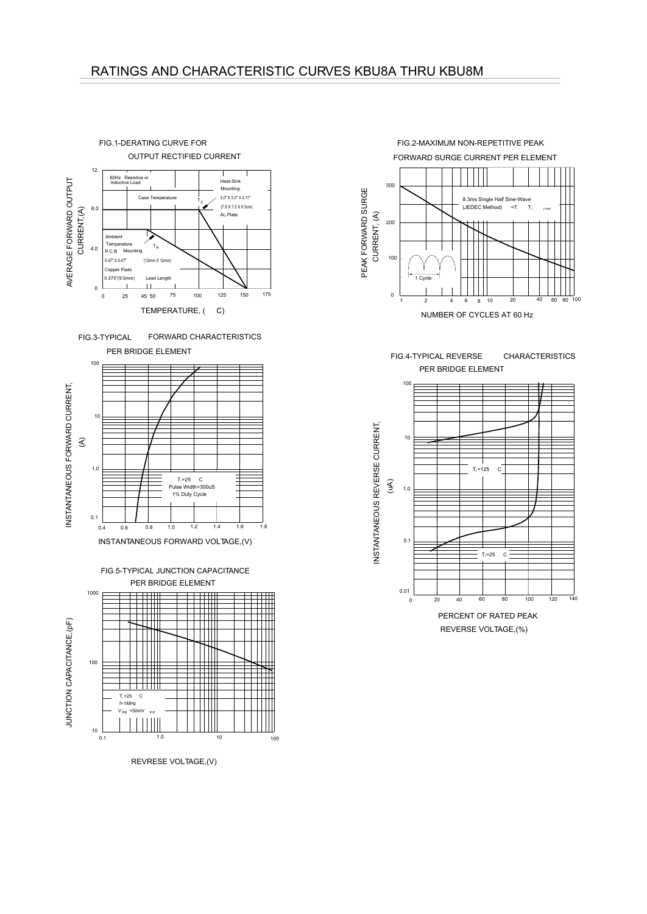# RATINGS AND CHARACTERISTIC CURVES KBU8A THRU KBU8M

FIG.1-DERATING CURVE FOR OUTPUT RECTIFIED CURRENT

AVERAGE FORWARD OUTPUT CURRENT,(A)

12
8.0
4.0
0

0 25 45 50 75 100 125 150 175

TEMPERATURE, ( C)

60Hz Resistive or Inductive Load

Case Temperature

$T_C$

Heat-Sink Mounting.
3.0" X 3.0" X 0.11"
(7.5 X 7.5 X 0.3cm)
AL.Plate.

Ambient Temperature
$T_A$
P.C.B Mounting.
0.47" X 0.47" (12mm X 12mm)
Copper Pads
0.375"(9.5mm) Lead Length

FIG.2-MAXIMUM NON-REPETITIVE PEAK FORWARD SURGE CURRENT PER ELEMENT

PEAK FORWARD SURGE CURRENT, (A)

300
200
100
0

1 2 4 6 8 10 20 40 60 80 100

NUMBER OF CYCLES AT 60 Hz

8.3ms Single Half Sine-Wave
(JEDEC Method) =T $T_{j\,max}$

1 Cycle

FIG.3-TYPICAL FORWARD CHARACTERISTICS PER BRIDGE ELEMENT

INSTANTANEOUS FORWARD CURRENT, (A)

100
10
1.0
0.1

0.4 0.6 0.8 1.0 1.2 1.4 1.6 1.8

INSTANTANEOUS FORWARD VOLTAGE,(V)

$T_J$=25 C
Pulse Width=300uS
1% Duty Cycle

FIG.4-TYPICAL REVERSE CHARACTERISTICS PER BRIDGE ELEMENT

INSTANTANEOUS REVERSE CURRENT, (uA)

100
10
1.0
0.1
0.01

0 20 40 60 80 100 120 140

PERCENT OF RATED PEAK REVERSE VOLTAGE,(%)

$T_j$=125 C

$T_j$=25 C

FIG.5-TYPICAL JUNCTION CAPACITANCE PER BRIDGE ELEMENT

JUNCTION CAPACITANCE,(pF)

1000
100
10

0.1 1.0 10 100

REVRESE VOLTAGE,(V)

$T_j$=25 C
f=1MHz
$V_{sig}$=50mV $_{p\text{-}p}$